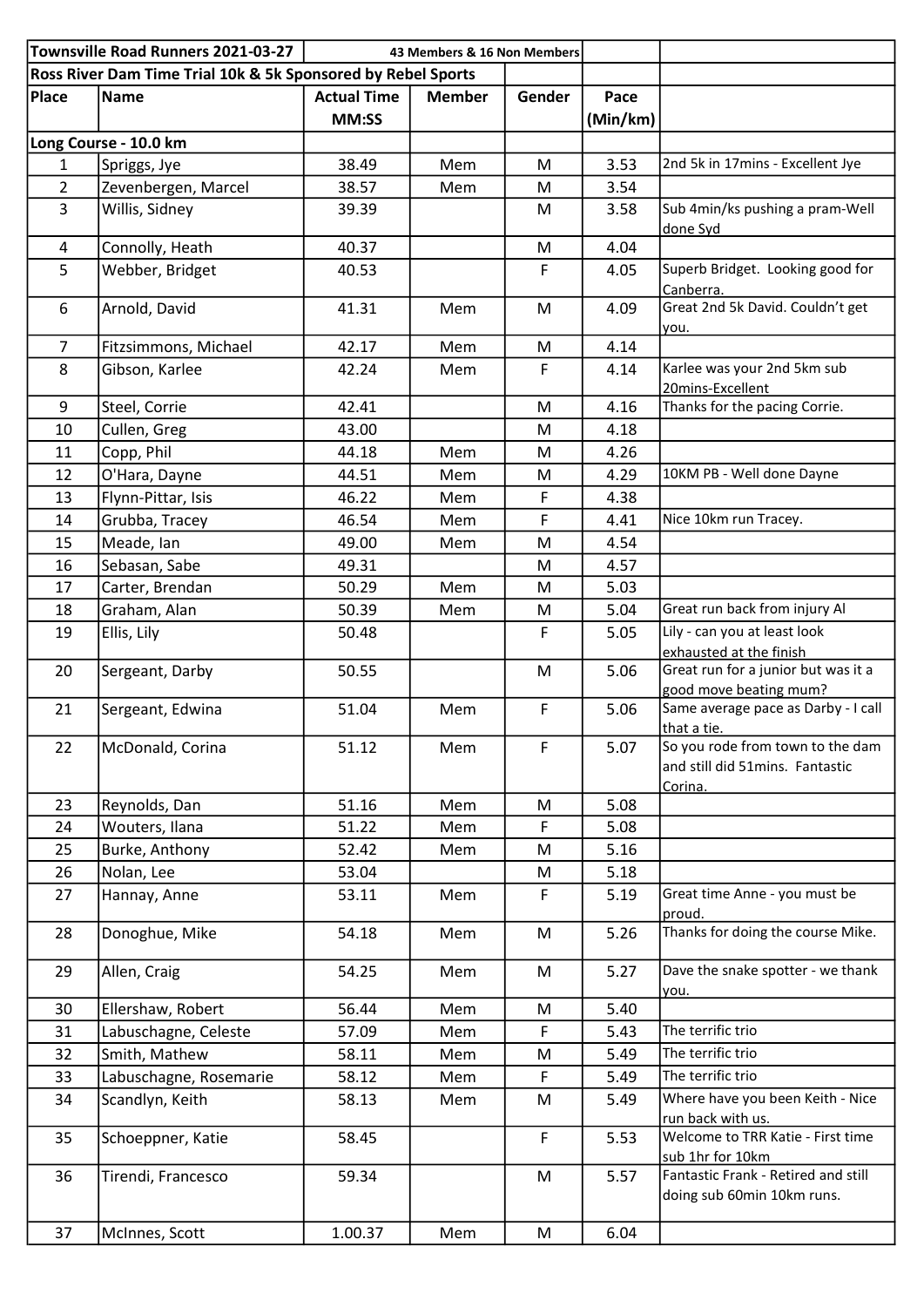| Townsville Road Runners 2021-03-27 | | 43 Members & 16 Non Members | | | |
|---|---|---|---|---|---|
| Ross River Dam Time Trial 10k & 5k Sponsored by Rebel Sports | | | | | |
| Place | Name | Actual Time MM:SS | Member | Gender | Pace (Min/km) | |
| Long Course - 10.0 km | | | | | | |
| 1 | Spriggs, Jye | 38.49 | Mem | M | 3.53 | 2nd 5k in 17mins - Excellent Jye |
| 2 | Zevenbergen, Marcel | 38.57 | Mem | M | 3.54 | |
| 3 | Willis, Sidney | 39.39 | | M | 3.58 | Sub 4min/ks pushing a pram-Well done Syd |
| 4 | Connolly, Heath | 40.37 | | M | 4.04 | |
| 5 | Webber, Bridget | 40.53 | | F | 4.05 | Superb Bridget. Looking good for Canberra. |
| 6 | Arnold, David | 41.31 | Mem | M | 4.09 | Great 2nd 5k David. Couldn't get you. |
| 7 | Fitzsimmons, Michael | 42.17 | Mem | M | 4.14 | |
| 8 | Gibson, Karlee | 42.24 | Mem | F | 4.14 | Karlee was your 2nd 5km sub 20mins-Excellent |
| 9 | Steel, Corrie | 42.41 | | M | 4.16 | Thanks for the pacing Corrie. |
| 10 | Cullen, Greg | 43.00 | | M | 4.18 | |
| 11 | Copp, Phil | 44.18 | Mem | M | 4.26 | |
| 12 | O'Hara, Dayne | 44.51 | Mem | M | 4.29 | 10KM PB - Well done Dayne |
| 13 | Flynn-Pittar, Isis | 46.22 | Mem | F | 4.38 | |
| 14 | Grubba, Tracey | 46.54 | Mem | F | 4.41 | Nice 10km run Tracey. |
| 15 | Meade, Ian | 49.00 | Mem | M | 4.54 | |
| 16 | Sebasan, Sabe | 49.31 | | M | 4.57 | |
| 17 | Carter, Brendan | 50.29 | Mem | M | 5.03 | |
| 18 | Graham, Alan | 50.39 | Mem | M | 5.04 | Great run back from injury Al |
| 19 | Ellis, Lily | 50.48 | | F | 5.05 | Lily - can you at least look exhausted at the finish |
| 20 | Sergeant, Darby | 50.55 | | M | 5.06 | Great run for a junior but was it a good move beating mum? |
| 21 | Sergeant, Edwina | 51.04 | Mem | F | 5.06 | Same average pace as Darby - I call that a tie. |
| 22 | McDonald, Corina | 51.12 | Mem | F | 5.07 | So you rode from town to the dam and still did 51mins. Fantastic Corina. |
| 23 | Reynolds, Dan | 51.16 | Mem | M | 5.08 | |
| 24 | Wouters, Ilana | 51.22 | Mem | F | 5.08 | |
| 25 | Burke, Anthony | 52.42 | Mem | M | 5.16 | |
| 26 | Nolan, Lee | 53.04 | | M | 5.18 | |
| 27 | Hannay, Anne | 53.11 | Mem | F | 5.19 | Great time Anne - you must be proud. |
| 28 | Donoghue, Mike | 54.18 | Mem | M | 5.26 | Thanks for doing the course Mike. |
| 29 | Allen, Craig | 54.25 | Mem | M | 5.27 | Dave the snake spotter - we thank you. |
| 30 | Ellershaw, Robert | 56.44 | Mem | M | 5.40 | |
| 31 | Labuschagne, Celeste | 57.09 | Mem | F | 5.43 | The terrific trio |
| 32 | Smith, Mathew | 58.11 | Mem | M | 5.49 | The terrific trio |
| 33 | Labuschagne, Rosemarie | 58.12 | Mem | F | 5.49 | The terrific trio |
| 34 | Scandlyn, Keith | 58.13 | Mem | M | 5.49 | Where have you been Keith - Nice run back with us. |
| 35 | Schoeppner, Katie | 58.45 | | F | 5.53 | Welcome to TRR Katie - First time sub 1hr for 10km |
| 36 | Tirendi, Francesco | 59.34 | | M | 5.57 | Fantastic Frank - Retired and still doing sub 60min 10km runs. |
| 37 | McInnes, Scott | 1.00.37 | Mem | M | 6.04 | |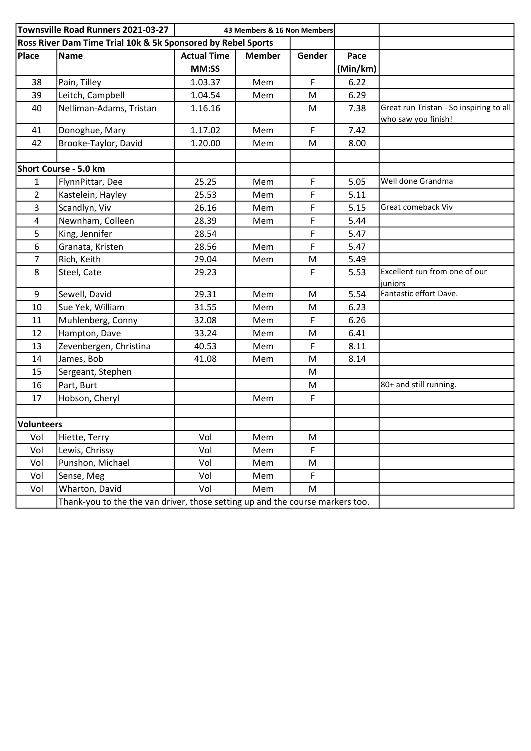| Townsville Road Runners 2021-03-27 | | 43 Members & 16 Non Members | | | | |
|---|---|---|---|---|---|---|
| Ross River Dam Time Trial 10k & 5k Sponsored by Rebel Sports | | | | | | |
| Place | Name | Actual Time MM:SS | Member | Gender | Pace (Min/km) | |
| 38 | Pain, Tilley | 1.03.37 | Mem | F | 6.22 | |
| 39 | Leitch, Campbell | 1.04.54 | Mem | M | 6.29 | |
| 40 | Nelliman-Adams, Tristan | 1.16.16 | | M | 7.38 | Great run Tristan - So inspiring to all who saw you finish! |
| 41 | Donoghue, Mary | 1.17.02 | Mem | F | 7.42 | |
| 42 | Brooke-Taylor, David | 1.20.00 | Mem | M | 8.00 | |
| | | | | | | |
| Short Course - 5.0 km | | | | | | |
| 1 | FlynnPittar, Dee | 25.25 | Mem | F | 5.05 | Well done Grandma |
| 2 | Kastelein, Hayley | 25.53 | Mem | F | 5.11 | |
| 3 | Scandlyn, Viv | 26.16 | Mem | F | 5.15 | Great comeback Viv |
| 4 | Newnham, Colleen | 28.39 | Mem | F | 5.44 | |
| 5 | King, Jennifer | 28.54 | | F | 5.47 | |
| 6 | Granata, Kristen | 28.56 | Mem | F | 5.47 | |
| 7 | Rich, Keith | 29.04 | Mem | M | 5.49 | |
| 8 | Steel, Cate | 29.23 | | F | 5.53 | Excellent run from one of our juniors |
| 9 | Sewell, David | 29.31 | Mem | M | 5.54 | Fantastic effort Dave. |
| 10 | Sue Yek, William | 31.55 | Mem | M | 6.23 | |
| 11 | Muhlenberg, Conny | 32.08 | Mem | F | 6.26 | |
| 12 | Hampton, Dave | 33.24 | Mem | M | 6.41 | |
| 13 | Zevenbergen, Christina | 40.53 | Mem | F | 8.11 | |
| 14 | James, Bob | 41.08 | Mem | M | 8.14 | |
| 15 | Sergeant, Stephen | | | M | | |
| 16 | Part, Burt | | | M | | 80+ and still running. |
| 17 | Hobson, Cheryl | | Mem | F | | |
| | | | | | | |
| Volunteers | | | | | | |
| Vol | Hiette, Terry | Vol | Mem | M | | |
| Vol | Lewis, Chrissy | Vol | Mem | F | | |
| Vol | Punshon, Michael | Vol | Mem | M | | |
| Vol | Sense, Meg | Vol | Mem | F | | |
| Vol | Wharton, David | Vol | Mem | M | | |
| | Thank-you to the the van driver, those setting up and the course markers too. | | | | | |